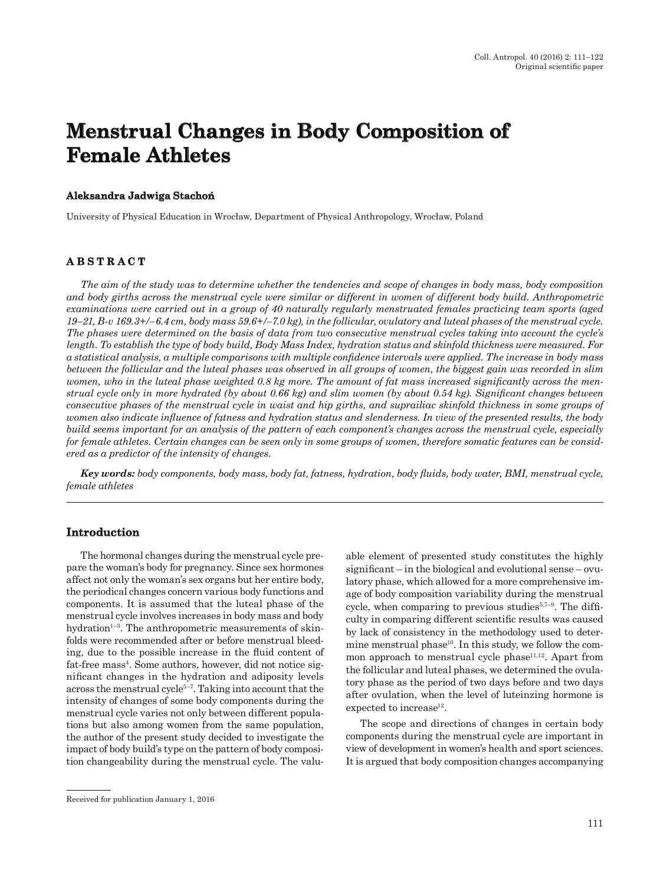# Menstrual Changes in Body Composition of Female Athletes

**Aleksandra Jadwiga Stachoń**

University of Physical Education in Wrocław, Department of Physical Anthropology, Wrocław, Poland

## ABSTRACT

*The aim of the study was to determine whether the tendencies and scope of changes in body mass, body composition and body girths across the menstrual cycle were similar or different in women of different body build. Anthropometric examinations were carried out in a group of 40 naturally regularly menstruated females practicing team sports (aged 19–21, B-v 169.3+/–6.4 cm, body mass 59.6+/–7.0 kg), in the follicular, ovulatory and luteal phases of the menstrual cycle. The phases were determined on the basis of data from two consecutive menstrual cycles taking into account the cycle's length. To establish the type of body build, Body Mass Index, hydration status and skinfold thickness were measured. For a statistical analysis, a multiple comparisons with multiple confidence intervals were applied. The increase in body mass between the follicular and the luteal phases was observed in all groups of women, the biggest gain was recorded in slim women, who in the luteal phase weighted 0.8 kg more. The amount of fat mass increased significantly across the menstrual cycle only in more hydrated (by about 0.66 kg) and slim women (by about 0.54 kg). Significant changes between consecutive phases of the menstrual cycle in waist and hip girths, and suprailiac skinfold thickness in some groups of women also indicate influence of fatness and hydration status and slenderness. In view of the presented results, the body build seems important for an analysis of the pattern of each component's changes across the menstrual cycle, especially for female athletes. Certain changes can be seen only in some groups of women, therefore somatic features can be considered as a predictor of the intensity of changes.*

***Key words:*** *body components, body mass, body fat, fatness, hydration, body fluids, body water, BMI, menstrual cycle, female athletes*

## Introduction

The hormonal changes during the menstrual cycle prepare the woman's body for pregnancy. Since sex hormones affect not only the woman's sex organs but her entire body, the periodical changes concern various body functions and components. It is assumed that the luteal phase of the menstrual cycle involves increases in body mass and body hydration[1–3]. The anthropometric measurements of skinfolds were recommended after or before menstrual bleeding, due to the possible increase in the fluid content of fat-free mass[4]. Some authors, however, did not notice significant changes in the hydration and adiposity levels across the menstrual cycle[5–7]. Taking into account that the intensity of changes of some body components during the menstrual cycle varies not only between different populations but also among women from the same population, the author of the present study decided to investigate the impact of body build's type on the pattern of body composition changeability during the menstrual cycle. The valuable element of presented study constitutes the highly significant – in the biological and evolutional sense – ovulatory phase, which allowed for a more comprehensive image of body composition variability during the menstrual cycle, when comparing to previous studies[5,7–9]. The difficulty in comparing different scientific results was caused by lack of consistency in the methodology used to determine menstrual phase[10]. In this study, we follow the common approach to menstrual cycle phase[11,12]. Apart from the follicular and luteal phases, we determined the ovulatory phase as the period of two days before and two days after ovulation, when the level of luteinzing hormone is expected to increase[12].

The scope and directions of changes in certain body components during the menstrual cycle are important in view of development in women's health and sport sciences. It is argued that body composition changes accompanying

Received for publication January 1, 2016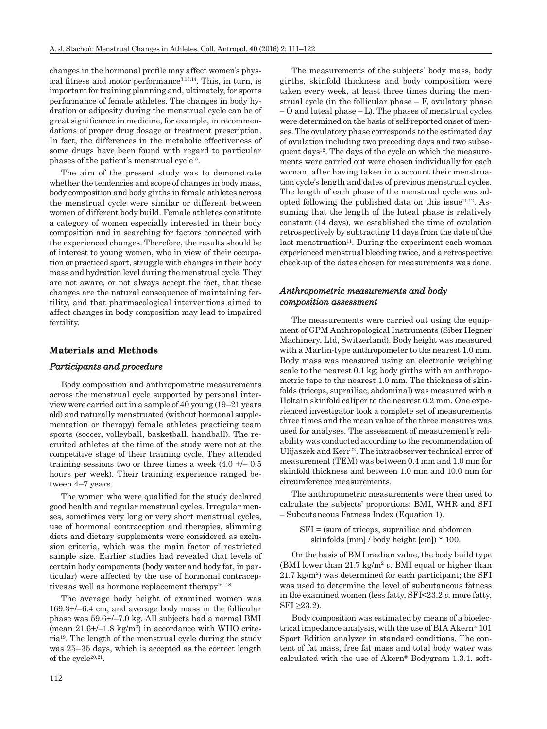changes in the hormonal profile may affect women's physical fitness and motor performance[3,13,14]. This, in turn, is important for training planning and, ultimately, for sports performance of female athletes. The changes in body hydration or adiposity during the menstrual cycle can be of great significance in medicine, for example, in recommendations of proper drug dosage or treatment prescription. In fact, the differences in the metabolic effectiveness of some drugs have been found with regard to particular phases of the patient's menstrual cycle[15].

The aim of the present study was to demonstrate whether the tendencies and scope of changes in body mass, body composition and body girths in female athletes across the menstrual cycle were similar or different between women of different body build. Female athletes constitute a category of women especially interested in their body composition and in searching for factors connected with the experienced changes. Therefore, the results should be of interest to young women, who in view of their occupation or practiced sport, struggle with changes in their body mass and hydration level during the menstrual cycle. They are not aware, or not always accept the fact, that these changes are the natural consequence of maintaining fertility, and that pharmacological interventions aimed to affect changes in body composition may lead to impaired fertility.

## Materials and Methods

### *Participants and procedure*

Body composition and anthropometric measurements across the menstrual cycle supported by personal interview were carried out in a sample of 40 young (19–21 years old) and naturally menstruated (without hormonal supplementation or therapy) female athletes practicing team sports (soccer, volleyball, basketball, handball). The recruited athletes at the time of the study were not at the competitive stage of their training cycle. They attended training sessions two or three times a week (4.0 +/– 0.5 hours per week). Their training experience ranged between 4–7 years.

The women who were qualified for the study declared good health and regular menstrual cycles. Irregular menses, sometimes very long or very short menstrual cycles, use of hormonal contraception and therapies, slimming diets and dietary supplements were considered as exclusion criteria, which was the main factor of restricted sample size. Earlier studies had revealed that levels of certain body components (body water and body fat, in particular) were affected by the use of hormonal contraceptives as well as hormone replacement therapy[16–18].

The average body height of examined women was 169.3+/–6.4 cm, and average body mass in the follicular phase was 59.6+/–7.0 kg. All subjects had a normal BMI (mean 21.6+/–1.8 kg/m$^2$) in accordance with WHO criteria[19]. The length of the menstrual cycle during the study was 25–35 days, which is accepted as the correct length of the cycle[20,21].

The measurements of the subjects' body mass, body girths, skinfold thickness and body composition were taken every week, at least three times during the menstrual cycle (in the follicular phase – F, ovulatory phase – O and luteal phase – L). The phases of menstrual cycles were determined on the basis of self-reported onset of menses. The ovulatory phase corresponds to the estimated day of ovulation including two preceding days and two subsequent days[12]. The days of the cycle on which the measurements were carried out were chosen individually for each woman, after having taken into account their menstruation cycle's length and dates of previous menstrual cycles. The length of each phase of the menstrual cycle was adopted following the published data on this issue[11,12]. Assuming that the length of the luteal phase is relatively constant (14 days), we established the time of ovulation retrospectively by subtracting 14 days from the date of the last menstruation[11]. During the experiment each woman experienced menstrual bleeding twice, and a retrospective check-up of the dates chosen for measurements was done.

### *Anthropometric measurements and body composition assessment*

The measurements were carried out using the equipment of GPM Anthropological Instruments (Siber Hegner Machinery, Ltd, Switzerland). Body height was measured with a Martin-type anthropometer to the nearest 1.0 mm. Body mass was measured using an electronic weighing scale to the nearest 0.1 kg; body girths with an anthropometric tape to the nearest 1.0 mm. The thickness of skinfolds (triceps, suprailiac, abdominal) was measured with a Holtain skinfold caliper to the nearest 0.2 mm. One experienced investigator took a complete set of measurements three times and the mean value of the three measures was used for analyses. The assessment of measurement's reliability was conducted according to the recommendation of Ulijaszek and Kerr[22]. The intraobserver technical error of measurement (TEM) was between 0.4 mm and 1.0 mm for skinfold thickness and between 1.0 mm and 10.0 mm for circumference measurements.

The anthropometric measurements were then used to calculate the subjects' proportions: BMI, WHR and SFI – Subcutaneous Fatness Index (Equation 1).

$$\text{SFI} = (\text{sum of triceps, suprailiac and abdomen skinfolds [mm]} / \text{body height [cm]}) * 100.$$

On the basis of BMI median value, the body build type (BMI lower than 21.7 kg/m$^2$ *v.* BMI equal or higher than 21.7 kg/m$^2$) was determined for each participant; the SFI was used to determine the level of subcutaneous fatness in the examined women (less fatty, SFI<23.2 *v.* more fatty, SFI ≥23.2).

Body composition was estimated by means of a bioelectrical impedance analysis, with the use of BIA Akern® 101 Sport Edition analyzer in standard conditions. The content of fat mass, free fat mass and total body water was calculated with the use of Akern® Bodygram 1.3.1. soft-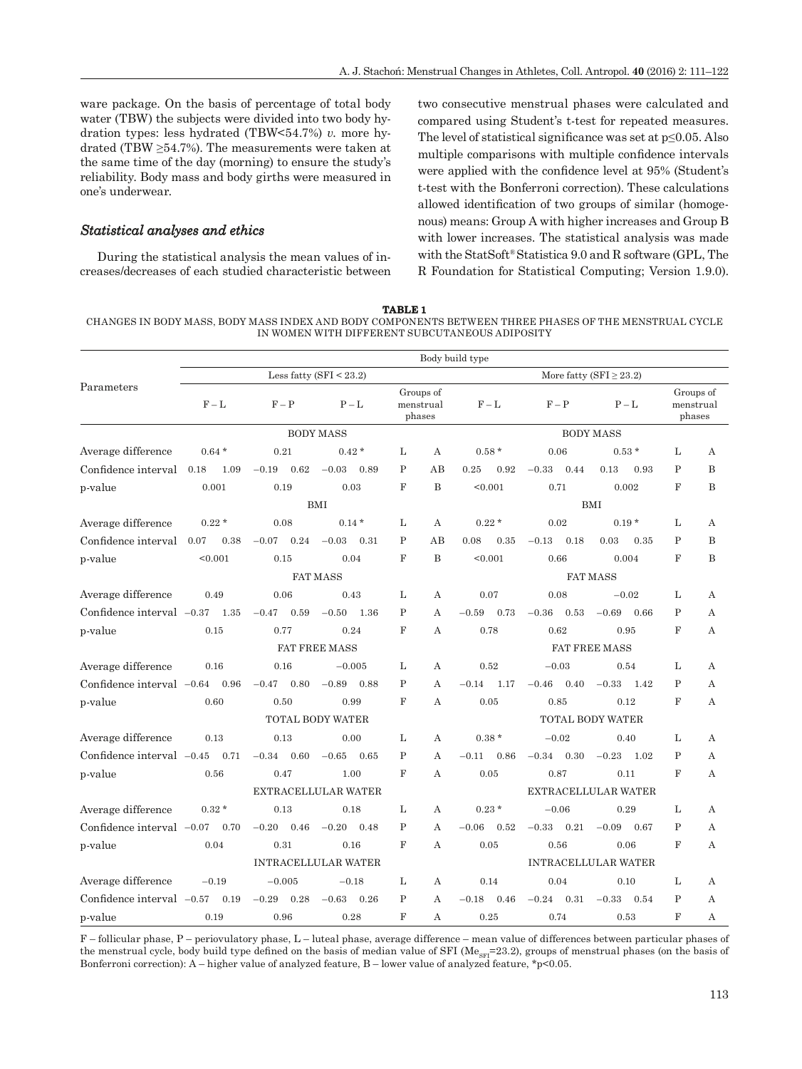ware package. On the basis of percentage of total body water (TBW) the subjects were divided into two body hydration types: less hydrated (TBW<54.7%) *v.* more hydrated (TBW ≥54.7%). The measurements were taken at the same time of the day (morning) to ensure the study's reliability. Body mass and body girths were measured in one's underwear.

### *Statistical analyses and ethics*

During the statistical analysis the mean values of increases/decreases of each studied characteristic between two consecutive menstrual phases were calculated and compared using Student's t-test for repeated measures. The level of statistical significance was set at p≤0.05. Also multiple comparisons with multiple confidence intervals were applied with the confidence level at 95% (Student's t-test with the Bonferroni correction). These calculations allowed identification of two groups of similar (homogenous) means: Group A with higher increases and Group B with lower increases. The statistical analysis was made with the StatSoft® Statistica 9.0 and R software (GPL, The R Foundation for Statistical Computing; Version 1.9.0).

**TABLE 1**
CHANGES IN BODY MASS, BODY MASS INDEX AND BODY COMPONENTS BETWEEN THREE PHASES OF THE MENSTRUAL CYCLE IN WOMEN WITH DIFFERENT SUBCUTANEOUS ADIPOSITY

| Parameters | Body build type | | | | | | | | | |
|---|---|---|---|---|---|---|---|---|---|---|
| | Less fatty (SFI < 23.2) | | | | | More fatty (SFI ≥ 23.2) | | | | |
| | F – L | F – P | P – L | Groups of menstrual phases | | F – L | F – P | P – L | Groups of menstrual phases | |
| | BODY MASS | | | | | BODY MASS | | | | |
| Average difference | 0.64 * | 0.21 | 0.42 * | L | A | 0.58 * | 0.06 | 0.53 * | L | A |
| Confidence interval | 0.18 1.09 | −0.19 0.62 | −0.03 0.89 | P | AB | 0.25 0.92 | −0.33 0.44 | 0.13 0.93 | P | B |
| p-value | 0.001 | 0.19 | 0.03 | F | B | <0.001 | 0.71 | 0.002 | F | B |
| | BMI | | | | | BMI | | | | |
| Average difference | 0.22 * | 0.08 | 0.14 * | L | A | 0.22 * | 0.02 | 0.19 * | L | A |
| Confidence interval | 0.07 0.38 | −0.07 0.24 | −0.03 0.31 | P | AB | 0.08 0.35 | −0.13 0.18 | 0.03 0.35 | P | B |
| p-value | <0.001 | 0.15 | 0.04 | F | B | <0.001 | 0.66 | 0.004 | F | B |
| | FAT MASS | | | | | FAT MASS | | | | |
| Average difference | 0.49 | 0.06 | 0.43 | L | A | 0.07 | 0.08 | −0.02 | L | A |
| Confidence interval | −0.37 1.35 | −0.47 0.59 | −0.50 1.36 | P | A | −0.59 0.73 | −0.36 0.53 | −0.69 0.66 | P | A |
| p-value | 0.15 | 0.77 | 0.24 | F | A | 0.78 | 0.62 | 0.95 | F | A |
| | FAT FREE MASS | | | | | FAT FREE MASS | | | | |
| Average difference | 0.16 | 0.16 | −0.005 | L | A | 0.52 | −0.03 | 0.54 | L | A |
| Confidence interval | −0.64 0.96 | −0.47 0.80 | −0.89 0.88 | P | A | −0.14 1.17 | −0.46 0.40 | −0.33 1.42 | P | A |
| p-value | 0.60 | 0.50 | 0.99 | F | A | 0.05 | 0.85 | 0.12 | F | A |
| | TOTAL BODY WATER | | | | | TOTAL BODY WATER | | | | |
| Average difference | 0.13 | 0.13 | 0.00 | L | A | 0.38 * | −0.02 | 0.40 | L | A |
| Confidence interval | −0.45 0.71 | −0.34 0.60 | −0.65 0.65 | P | A | −0.11 0.86 | −0.34 0.30 | −0.23 1.02 | P | A |
| p-value | 0.56 | 0.47 | 1.00 | F | A | 0.05 | 0.87 | 0.11 | F | A |
| | EXTRACELLULAR WATER | | | | | EXTRACELLULAR WATER | | | | |
| Average difference | 0.32 * | 0.13 | 0.18 | L | A | 0.23 * | −0.06 | 0.29 | L | A |
| Confidence interval | −0.07 0.70 | −0.20 0.46 | −0.20 0.48 | P | A | −0.06 0.52 | −0.33 0.21 | −0.09 0.67 | P | A |
| p-value | 0.04 | 0.31 | 0.16 | F | A | 0.05 | 0.56 | 0.06 | F | A |
| | INTRACELLULAR WATER | | | | | INTRACELLULAR WATER | | | | |
| Average difference | −0.19 | −0.005 | −0.18 | L | A | 0.14 | 0.04 | 0.10 | L | A |
| Confidence interval | −0.57 0.19 | −0.29 0.28 | −0.63 0.26 | P | A | −0.18 0.46 | −0.24 0.31 | −0.33 0.54 | P | A |
| p-value | 0.19 | 0.96 | 0.28 | F | A | 0.25 | 0.74 | 0.53 | F | A |

F – follicular phase, P – periovulatory phase, L – luteal phase, average difference – mean value of differences between particular phases of the menstrual cycle, body build type defined on the basis of median value of SFI ($Me_{SFI}$=23.2), groups of menstrual phases (on the basis of Bonferroni correction): A – higher value of analyzed feature, B – lower value of analyzed feature, *p<0.05.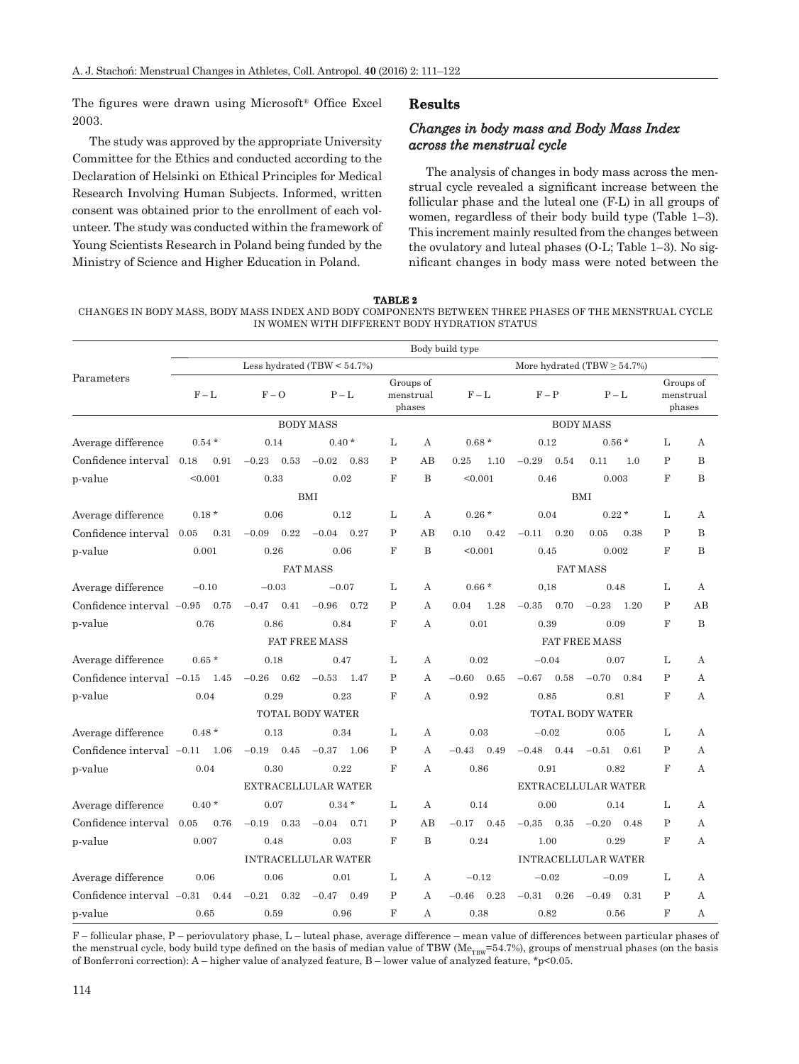The figures were drawn using Microsoft® Office Excel 2003.

The study was approved by the appropriate University Committee for the Ethics and conducted according to the Declaration of Helsinki on Ethical Principles for Medical Research Involving Human Subjects. Informed, written consent was obtained prior to the enrollment of each volunteer. The study was conducted within the framework of Young Scientists Research in Poland being funded by the Ministry of Science and Higher Education in Poland.

## Results

### *Changes in body mass and Body Mass Index across the menstrual cycle*

The analysis of changes in body mass across the menstrual cycle revealed a significant increase between the follicular phase and the luteal one (F-L) in all groups of women, regardless of their body build type (Table 1–3). This increment mainly resulted from the changes between the ovulatory and luteal phases (O-L; Table 1–3). No significant changes in body mass were noted between the

**TABLE 2**

CHANGES IN BODY MASS, BODY MASS INDEX AND BODY COMPONENTS BETWEEN THREE PHASES OF THE MENSTRUAL CYCLE IN WOMEN WITH DIFFERENT BODY HYDRATION STATUS

| Parameters | Body build type | | | | | | | | | | | | | | | |
|---|---|---|---|---|---|---|---|---|---|---|---|---|---|---|---|---|
| | Less hydrated (TBW < 54.7%) | | | | | | | | More hydrated (TBW ≥ 54.7%) | | | | | | | |
| | F – L | | F – O | | P – L | | Groups of menstrual phases | | F – L | | F – P | | P – L | | Groups of menstrual phases | |
| | BODY MASS | | | | | | | | BODY MASS | | | | | | | |
| Average difference | 0.54 * | | 0.14 | | 0.40 * | | L | A | 0.68 * | | 0.12 | | 0.56 * | | L | A |
| Confidence interval | 0.18 | 0.91 | −0.23 | 0.53 | −0.02 | 0.83 | P | AB | 0.25 | 1.10 | −0.29 | 0.54 | 0.11 | 1.0 | P | B |
| p-value | <0.001 | | 0.33 | | 0.02 | | F | B | <0.001 | | 0.46 | | 0.003 | | F | B |
| | BMI | | | | | | | | BMI | | | | | | | |
| Average difference | 0.18 * | | 0.06 | | 0.12 | | L | A | 0.26 * | | 0.04 | | 0.22 * | | L | A |
| Confidence interval | 0.05 | 0.31 | −0.09 | 0.22 | −0.04 | 0.27 | P | AB | 0.10 | 0.42 | −0.11 | 0.20 | 0.05 | 0.38 | P | B |
| p-value | 0.001 | | 0.26 | | 0.06 | | F | B | <0.001 | | 0.45 | | 0.002 | | F | B |
| | FAT MASS | | | | | | | | FAT MASS | | | | | | | |
| Average difference | −0.10 | | −0.03 | | −0.07 | | L | A | 0.66 * | | 0,18 | | 0.48 | | L | A |
| Confidence interval | −0.95 | 0.75 | −0.47 | 0.41 | −0.96 | 0.72 | P | A | 0.04 | 1.28 | −0.35 | 0.70 | −0.23 | 1.20 | P | AB |
| p-value | 0.76 | | 0.86 | | 0.84 | | F | A | 0.01 | | 0.39 | | 0.09 | | F | B |
| | FAT FREE MASS | | | | | | | | FAT FREE MASS | | | | | | | |
| Average difference | 0.65 * | | 0.18 | | 0.47 | | L | A | 0.02 | | −0.04 | | 0.07 | | L | A |
| Confidence interval | −0.15 | 1.45 | −0.26 | 0.62 | −0.53 | 1.47 | P | A | −0.60 | 0.65 | −0.67 | 0.58 | −0.70 | 0.84 | P | A |
| p-value | 0.04 | | 0.29 | | 0.23 | | F | A | 0.92 | | 0.85 | | 0.81 | | F | A |
| | TOTAL BODY WATER | | | | | | | | TOTAL BODY WATER | | | | | | | |
| Average difference | 0.48 * | | 0.13 | | 0.34 | | L | A | 0.03 | | −0.02 | | 0.05 | | L | A |
| Confidence interval | −0.11 | 1.06 | −0.19 | 0.45 | −0.37 | 1.06 | P | A | −0.43 | 0.49 | −0.48 | 0.44 | −0.51 | 0.61 | P | A |
| p-value | 0.04 | | 0.30 | | 0.22 | | F | A | 0.86 | | 0.91 | | 0.82 | | F | A |
| | EXTRACELLULAR WATER | | | | | | | | EXTRACELLULAR WATER | | | | | | | |
| Average difference | 0.40 * | | 0.07 | | 0.34 * | | L | A | 0.14 | | 0.00 | | 0.14 | | L | A |
| Confidence interval | 0.05 | 0.76 | −0.19 | 0.33 | −0.04 | 0.71 | P | AB | −0.17 | 0.45 | −0.35 | 0.35 | −0.20 | 0.48 | P | A |
| p-value | 0.007 | | 0.48 | | 0.03 | | F | B | 0.24 | | 1.00 | | 0.29 | | F | A |
| | INTRACELLULAR WATER | | | | | | | | INTRACELLULAR WATER | | | | | | | |
| Average difference | 0.06 | | 0.06 | | 0.01 | | L | A | −0.12 | | −0.02 | | −0.09 | | L | A |
| Confidence interval | −0.31 | 0.44 | −0.21 | 0.32 | −0.47 | 0.49 | P | A | −0.46 | 0.23 | −0.31 | 0.26 | −0.49 | 0.31 | P | A |
| p-value | 0.65 | | 0.59 | | 0.96 | | F | A | 0.38 | | 0.82 | | 0.56 | | F | A |

F – follicular phase, P – periovulatory phase, L – luteal phase, average difference – mean value of differences between particular phases of the menstrual cycle, body build type defined on the basis of median value of TBW ($Me_{TBW}$=54.7%), groups of menstrual phases (on the basis of Bonferroni correction): A – higher value of analyzed feature, B – lower value of analyzed feature, *$p<0.05$.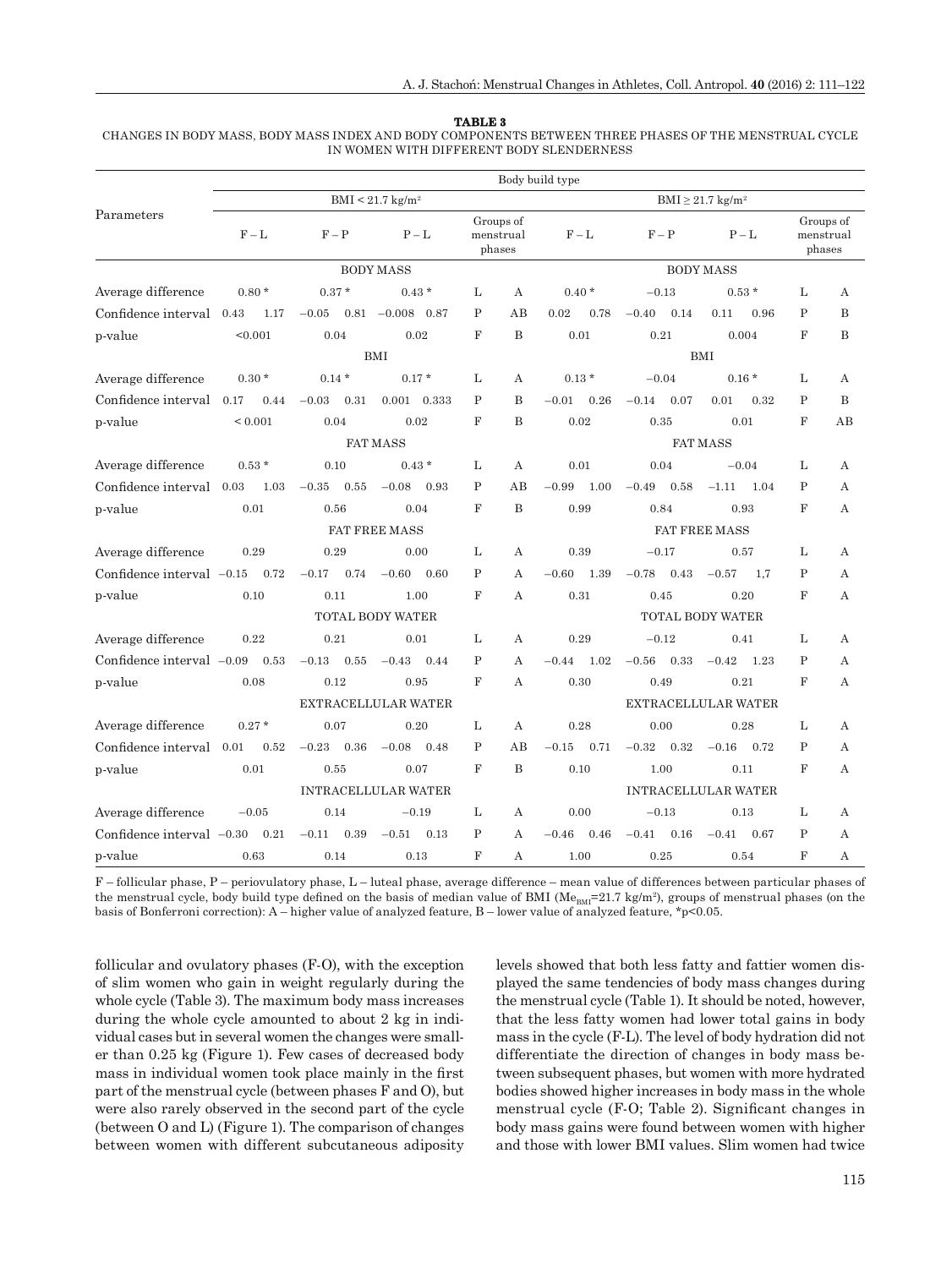**TABLE 3**

CHANGES IN BODY MASS, BODY MASS INDEX AND BODY COMPONENTS BETWEEN THREE PHASES OF THE MENSTRUAL CYCLE IN WOMEN WITH DIFFERENT BODY SLENDERNESS

| Parameters | Body build type | | | | | | | | | |
|---|---|---|---|---|---|---|---|---|---|---|
| | BMI < 21.7 kg/m² | | | | | BMI ≥ 21.7 kg/m² | | | | |
| | F – L | F – P | P – L | Groups of menstrual phases | | F – L | F – P | P – L | Groups of menstrual phases | |
| | BODY MASS | | | | | BODY MASS | | | | |
| Average difference | 0.80 * | 0.37 * | 0.43 * | L | A | 0.40 * | –0.13 | 0.53 * | L | A |
| Confidence interval | 0.43 1.17 | –0.05 0.81 | –0.008 0.87 | P | AB | 0.02 0.78 | –0.40 0.14 | 0.11 0.96 | P | B |
| p-value | <0.001 | 0.04 | 0.02 | F | B | 0.01 | 0.21 | 0.004 | F | B |
| | BMI | | | | | BMI | | | | |
| Average difference | 0.30 * | 0.14 * | 0.17 * | L | A | 0.13 * | –0.04 | 0.16 * | L | A |
| Confidence interval | 0.17 0.44 | –0.03 0.31 | 0.001 0.333 | P | B | –0.01 0.26 | –0.14 0.07 | 0.01 0.32 | P | B |
| p-value | < 0.001 | 0.04 | 0.02 | F | B | 0.02 | 0.35 | 0.01 | F | AB |
| | FAT MASS | | | | | FAT MASS | | | | |
| Average difference | 0.53 * | 0.10 | 0.43 * | L | A | 0.01 | 0.04 | –0.04 | L | A |
| Confidence interval | 0.03 1.03 | –0.35 0.55 | –0.08 0.93 | P | AB | –0.99 1.00 | –0.49 0.58 | –1.11 1.04 | P | A |
| p-value | 0.01 | 0.56 | 0.04 | F | B | 0.99 | 0.84 | 0.93 | F | A |
| | FAT FREE MASS | | | | | FAT FREE MASS | | | | |
| Average difference | 0.29 | 0.29 | 0.00 | L | A | 0.39 | –0.17 | 0.57 | L | A |
| Confidence interval | –0.15 0.72 | –0.17 0.74 | –0.60 0.60 | P | A | –0.60 1.39 | –0.78 0.43 | –0.57 1,7 | P | A |
| p-value | 0.10 | 0.11 | 1.00 | F | A | 0.31 | 0.45 | 0.20 | F | A |
| | TOTAL BODY WATER | | | | | TOTAL BODY WATER | | | | |
| Average difference | 0.22 | 0.21 | 0.01 | L | A | 0.29 | –0.12 | 0.41 | L | A |
| Confidence interval | –0.09 0.53 | –0.13 0.55 | –0.43 0.44 | P | A | –0.44 1.02 | –0.56 0.33 | –0.42 1.23 | P | A |
| p-value | 0.08 | 0.12 | 0.95 | F | A | 0.30 | 0.49 | 0.21 | F | A |
| | EXTRACELLULAR WATER | | | | | EXTRACELLULAR WATER | | | | |
| Average difference | 0.27 * | 0.07 | 0.20 | L | A | 0.28 | 0.00 | 0.28 | L | A |
| Confidence interval | 0.01 0.52 | –0.23 0.36 | –0.08 0.48 | P | AB | –0.15 0.71 | –0.32 0.32 | –0.16 0.72 | P | A |
| p-value | 0.01 | 0.55 | 0.07 | F | B | 0.10 | 1.00 | 0.11 | F | A |
| | INTRACELLULAR WATER | | | | | INTRACELLULAR WATER | | | | |
| Average difference | –0.05 | 0.14 | –0.19 | L | A | 0.00 | –0.13 | 0.13 | L | A |
| Confidence interval | –0.30 0.21 | –0.11 0.39 | –0.51 0.13 | P | A | –0.46 0.46 | –0.41 0.16 | –0.41 0.67 | P | A |
| p-value | 0.63 | 0.14 | 0.13 | F | A | 1.00 | 0.25 | 0.54 | F | A |

F – follicular phase, P – periovulatory phase, L – luteal phase, average difference – mean value of differences between particular phases of the menstrual cycle, body build type defined on the basis of median value of BMI ($Me_{BMI}$=21.7 kg/m²), groups of menstrual phases (on the basis of Bonferroni correction): A – higher value of analyzed feature, B – lower value of analyzed feature, *p<0.05.

follicular and ovulatory phases (F-O), with the exception of slim women who gain in weight regularly during the whole cycle (Table 3). The maximum body mass increases during the whole cycle amounted to about 2 kg in individual cases but in several women the changes were smaller than 0.25 kg (Figure 1). Few cases of decreased body mass in individual women took place mainly in the first part of the menstrual cycle (between phases F and O), but were also rarely observed in the second part of the cycle (between O and L) (Figure 1). The comparison of changes between women with different subcutaneous adiposity levels showed that both less fatty and fattier women displayed the same tendencies of body mass changes during the menstrual cycle (Table 1). It should be noted, however, that the less fatty women had lower total gains in body mass in the cycle (F-L). The level of body hydration did not differentiate the direction of changes in body mass between subsequent phases, but women with more hydrated bodies showed higher increases in body mass in the whole menstrual cycle (F-O; Table 2). Significant changes in body mass gains were found between women with higher and those with lower BMI values. Slim women had twice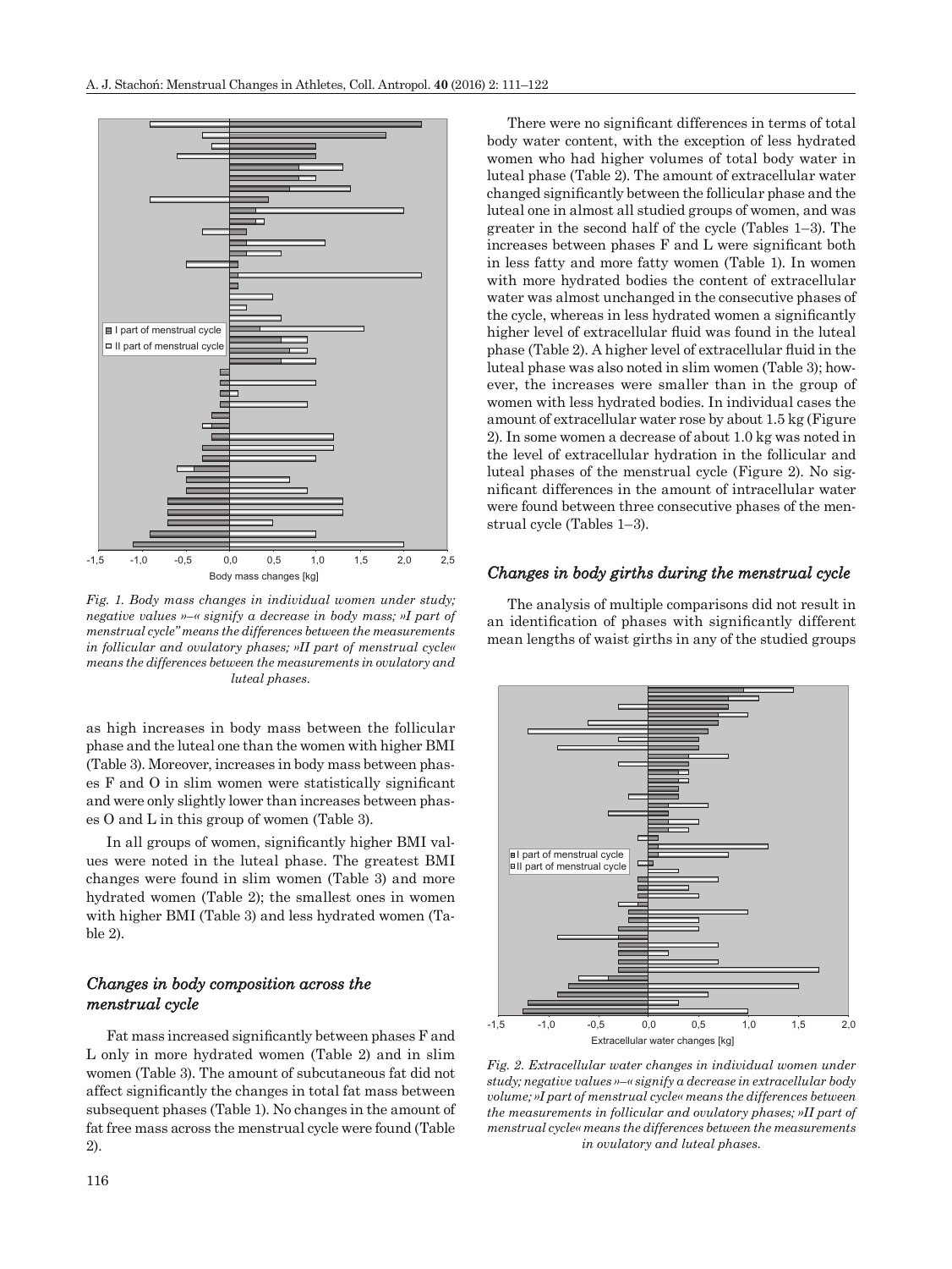*Fig. 1. Body mass changes in individual women under study; negative values »–« signify a decrease in body mass; »I part of menstrual cycle" means the differences between the measurements in follicular and ovulatory phases; »II part of menstrual cycle« means the differences between the measurements in ovulatory and luteal phases.*

as high increases in body mass between the follicular phase and the luteal one than the women with higher BMI (Table 3). Moreover, increases in body mass between phases F and O in slim women were statistically significant and were only slightly lower than increases between phases O and L in this group of women (Table 3).

In all groups of women, significantly higher BMI values were noted in the luteal phase. The greatest BMI changes were found in slim women (Table 3) and more hydrated women (Table 2); the smallest ones in women with higher BMI (Table 3) and less hydrated women (Table 2).

## *Changes in body composition across the menstrual cycle*

Fat mass increased significantly between phases F and L only in more hydrated women (Table 2) and in slim women (Table 3). The amount of subcutaneous fat did not affect significantly the changes in total fat mass between subsequent phases (Table 1). No changes in the amount of fat free mass across the menstrual cycle were found (Table 2).

There were no significant differences in terms of total body water content, with the exception of less hydrated women who had higher volumes of total body water in luteal phase (Table 2). The amount of extracellular water changed significantly between the follicular phase and the luteal one in almost all studied groups of women, and was greater in the second half of the cycle (Tables 1–3). The increases between phases F and L were significant both in less fatty and more fatty women (Table 1). In women with more hydrated bodies the content of extracellular water was almost unchanged in the consecutive phases of the cycle, whereas in less hydrated women a significantly higher level of extracellular fluid was found in the luteal phase (Table 2). A higher level of extracellular fluid in the luteal phase was also noted in slim women (Table 3); however, the increases were smaller than in the group of women with less hydrated bodies. In individual cases the amount of extracellular water rose by about 1.5 kg (Figure 2). In some women a decrease of about 1.0 kg was noted in the level of extracellular hydration in the follicular and luteal phases of the menstrual cycle (Figure 2). No significant differences in the amount of intracellular water were found between three consecutive phases of the menstrual cycle (Tables 1–3).

## *Changes in body girths during the menstrual cycle*

The analysis of multiple comparisons did not result in an identification of phases with significantly different mean lengths of waist girths in any of the studied groups

*Fig. 2. Extracellular water changes in individual women under study; negative values »–« signify a decrease in extracellular body volume; »I part of menstrual cycle« means the differences between the measurements in follicular and ovulatory phases; »II part of menstrual cycle« means the differences between the measurements in ovulatory and luteal phases.*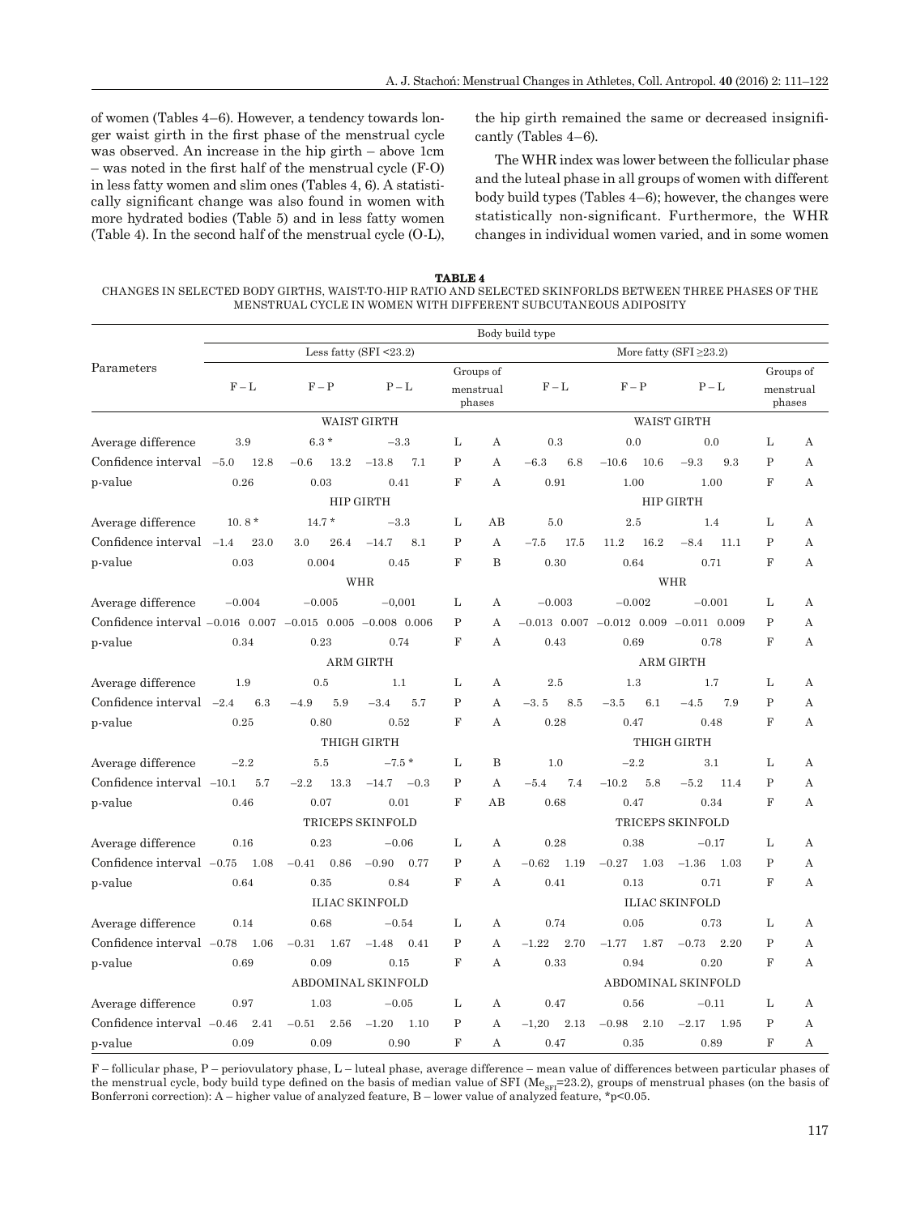of women (Tables 4–6). However, a tendency towards longer waist girth in the first phase of the menstrual cycle was observed. An increase in the hip girth – above 1cm – was noted in the first half of the menstrual cycle (F-O) in less fatty women and slim ones (Tables 4, 6). A statistically significant change was also found in women with more hydrated bodies (Table 5) and in less fatty women (Table 4). In the second half of the menstrual cycle (O-L), the hip girth remained the same or decreased insignificantly (Tables 4–6).

The WHR index was lower between the follicular phase and the luteal phase in all groups of women with different body build types (Tables 4–6); however, the changes were statistically non-significant. Furthermore, the WHR changes in individual women varied, and in some women

**TABLE 4**
CHANGES IN SELECTED BODY GIRTHS, WAIST-TO-HIP RATIO AND SELECTED SKINFORLDS BETWEEN THREE PHASES OF THE MENSTRUAL CYCLE IN WOMEN WITH DIFFERENT SUBCUTANEOUS ADIPOSITY

| Parameters | Less fatty (SFI <23.2) | | | | | | | | | | More fatty (SFI ≥23.2) | | | | | | | | | |
|---|---|---|---|---|---|---|---|---|---|---|---|---|---|---|---|---|---|---|---|---|
| | F – L | | F – P | | P – L | | Groups of menstrual phases | | | | F – L | | F – P | | P – L | | Groups of menstrual phases | | | |
| **WAIST GIRTH** | | | | | | | | | | | | | | | | | | | | |
| Average difference | 3.9 | | 6.3 * | | −3.3 | | L | A | | | 0.3 | | 0.0 | | 0.0 | | L | A | | |
| Confidence interval | −5.0 | 12.8 | −0.6 | 13.2 | −13.8 | 7.1 | P | A | | | −6.3 | 6.8 | −10.6 | 10.6 | −9.3 | 9.3 | P | A | | |
| p-value | 0.26 | | 0.03 | | 0.41 | | F | A | | | 0.91 | | 1.00 | | 1.00 | | F | A | | |
| **HIP GIRTH** | | | | | | | | | | | | | | | | | | | | |
| Average difference | 10. 8 * | | 14.7 * | | −3.3 | | L | AB | | | 5.0 | | 2.5 | | 1.4 | | L | A | | |
| Confidence interval | −1.4 | 23.0 | 3.0 | 26.4 | −14.7 | 8.1 | P | A | | | −7.5 | 17.5 | 11.2 | 16.2 | −8.4 | 11.1 | P | A | | |
| p-value | 0.03 | | 0.004 | | 0.45 | | F | B | | | 0.30 | | 0.64 | | 0.71 | | F | A | | |
| **WHR** | | | | | | | | | | | | | | | | | | | | |
| Average difference | −0.004 | | −0.005 | | −0,001 | | L | A | | | −0.003 | | −0.002 | | −0.001 | | L | A | | |
| Confidence interval | −0.016 | 0.007 | −0.015 | 0.005 | −0.008 | 0.006 | P | A | | | −0.013 | 0.007 | −0.012 | 0.009 | −0.011 | 0.009 | P | A | | |
| p-value | 0.34 | | 0.23 | | 0.74 | | F | A | | | 0.43 | | 0.69 | | 0.78 | | F | A | | |
| **ARM GIRTH** | | | | | | | | | | | | | | | | | | | | |
| Average difference | 1.9 | | 0.5 | | 1.1 | | L | A | | | 2.5 | | 1.3 | | 1.7 | | L | A | | |
| Confidence interval | −2.4 | 6.3 | −4.9 | 5.9 | −3.4 | 5.7 | P | A | | | −3. 5 | 8.5 | −3.5 | 6.1 | −4.5 | 7.9 | P | A | | |
| p-value | 0.25 | | 0.80 | | 0.52 | | F | A | | | 0.28 | | 0.47 | | 0.48 | | F | A | | |
| **THIGH GIRTH** | | | | | | | | | | | | | | | | | | | | |
| Average difference | −2.2 | | 5.5 | | −7.5 * | | L | B | | | 1.0 | | −2.2 | | 3.1 | | L | A | | |
| Confidence interval | −10.1 | 5.7 | −2.2 | 13.3 | −14.7 | −0.3 | P | A | | | −5.4 | 7.4 | −10.2 | 5.8 | −5.2 | 11.4 | P | A | | |
| p-value | 0.46 | | 0.07 | | 0.01 | | F | AB | | | 0.68 | | 0.47 | | 0.34 | | F | A | | |
| **TRICEPS SKINFOLD** | | | | | | | | | | | | | | | | | | | | |
| Average difference | 0.16 | | 0.23 | | −0.06 | | L | A | | | 0.28 | | 0.38 | | −0.17 | | L | A | | |
| Confidence interval | −0.75 | 1.08 | −0.41 | 0.86 | −0.90 | 0.77 | P | A | | | −0.62 | 1.19 | −0.27 | 1.03 | −1.36 | 1.03 | P | A | | |
| p-value | 0.64 | | 0.35 | | 0.84 | | F | A | | | 0.41 | | 0.13 | | 0.71 | | F | A | | |
| **ILIAC SKINFOLD** | | | | | | | | | | | | | | | | | | | | |
| Average difference | 0.14 | | 0.68 | | −0.54 | | L | A | | | 0.74 | | 0.05 | | 0.73 | | L | A | | |
| Confidence interval | −0.78 | 1.06 | −0.31 | 1.67 | −1.48 | 0.41 | P | A | | | −1.22 | 2.70 | −1.77 | 1.87 | −0.73 | 2.20 | P | A | | |
| p-value | 0.69 | | 0.09 | | 0.15 | | F | A | | | 0.33 | | 0.94 | | 0.20 | | F | A | | |
| **ABDOMINAL SKINFOLD** | | | | | | | | | | | | | | | | | | | | |
| Average difference | 0.97 | | 1.03 | | −0.05 | | L | A | | | 0.47 | | 0.56 | | −0.11 | | L | A | | |
| Confidence interval | −0.46 | 2.41 | −0.51 | 2.56 | −1.20 | 1.10 | P | A | | | −1,20 | 2.13 | −0.98 | 2.10 | −2.17 | 1.95 | P | A | | |
| p-value | 0.09 | | 0.09 | | 0.90 | | F | A | | | 0.47 | | 0.35 | | 0.89 | | F | A | | |

F – follicular phase, P – periovulatory phase, L – luteal phase, average difference – mean value of differences between particular phases of the menstrual cycle, body build type defined on the basis of median value of SFI ($Me_{SFI}$=23.2), groups of menstrual phases (on the basis of Bonferroni correction): A – higher value of analyzed feature, B – lower value of analyzed feature, *p<0.05.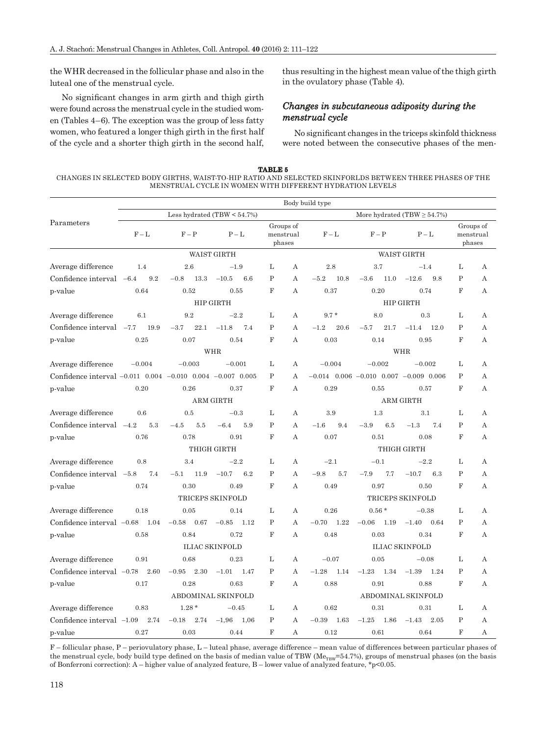the WHR decreased in the follicular phase and also in the luteal one of the menstrual cycle.

No significant changes in arm girth and thigh girth were found across the menstrual cycle in the studied women (Tables 4–6). The exception was the group of less fatty women, who featured a longer thigh girth in the first half of the cycle and a shorter thigh girth in the second half, thus resulting in the highest mean value of the thigh girth in the ovulatory phase (Table 4).

### *Changes in subcutaneous adiposity during the menstrual cycle*

No significant changes in the triceps skinfold thickness were noted between the consecutive phases of the men-

**TABLE 5**

CHANGES IN SELECTED BODY GIRTHS, WAIST-TO-HIP RATIO AND SELECTED SKINFORLDS BETWEEN THREE PHASES OF THE MENSTRUAL CYCLE IN WOMEN WITH DIFFERENT HYDRATION LEVELS

| Parameters | Body build type | | | | | | | | | | | | | | | | | |
|---|---|---|---|---|---|---|---|---|---|---|---|---|---|---|---|---|---|---|
| | Less hydrated (TBW < 54.7%) | | | | | | | | | More hydrated (TBW ≥ 54.7%) | | | | | | | | |
| | F – L | | F – P | | P – L | | Groups of menstrual phases | | | F – L | | F – P | | P – L | | Groups of menstrual phases | | |
| **WAIST GIRTH** | | | | | | | | | | | | | | | | | | |
| Average difference | 1.4 | | 2.6 | | −1.9 | | L | A | | 2.8 | | 3.7 | | −1.4 | | L | A | |
| Confidence interval | −6.4 | 9.2 | −0.8 | 13.3 | −10.5 | 6.6 | P | A | | −5.2 | 10.8 | −3.6 | 11.0 | −12.6 | 9.8 | P | A | |
| p-value | 0.64 | | 0.52 | | 0.55 | | F | A | | 0.37 | | 0.20 | | 0.74 | | F | A | |
| **HIP GIRTH** | | | | | | | | | | | | | | | | | | |
| Average difference | 6.1 | | 9.2 | | −2.2 | | L | A | | 9.7 * | | 8.0 | | 0.3 | | L | A | |
| Confidence interval | −7.7 | 19.9 | −3.7 | 22.1 | −11.8 | 7.4 | P | A | | −1.2 | 20.6 | −5.7 | 21.7 | −11.4 | 12.0 | P | A | |
| p-value | 0.25 | | 0.07 | | 0.54 | | F | A | | 0.03 | | 0.14 | | 0.95 | | F | A | |
| **WHR** | | | | | | | | | | | | | | | | | | |
| Average difference | −0.004 | | −0.003 | | −0.001 | | L | A | | −0.004 | | −0.002 | | −0.002 | | L | A | |
| Confidence interval | −0.011 | 0.004 | −0.010 | 0.004 | −0.007 | 0.005 | P | A | | −0.014 | 0.006 | −0.010 | 0.007 | −0.009 | 0.006 | P | A | |
| p-value | 0.20 | | 0.26 | | 0.37 | | F | A | | 0.29 | | 0.55 | | 0.57 | | F | A | |
| **ARM GIRTH** | | | | | | | | | | | | | | | | | | |
| Average difference | 0.6 | | 0.5 | | −0.3 | | L | A | | 3.9 | | 1.3 | | 3.1 | | L | A | |
| Confidence interval | −4.2 | 5.3 | −4.5 | 5.5 | −6.4 | 5.9 | P | A | | −1.6 | 9.4 | −3.9 | 6.5 | −1.3 | 7.4 | P | A | |
| p-value | 0.76 | | 0.78 | | 0.91 | | F | A | | 0.07 | | 0.51 | | 0.08 | | F | A | |
| **THIGH GIRTH** | | | | | | | | | | | | | | | | | | |
| Average difference | 0.8 | | 3.4 | | −2.2 | | L | A | | −2.1 | | −0.1 | | −2.2 | | L | A | |
| Confidence interval | −5.8 | 7.4 | −5.1 | 11.9 | −10.7 | 6.2 | P | A | | −9.8 | 5.7 | −7.9 | 7.7 | −10.7 | 6.3 | P | A | |
| p-value | 0.74 | | 0.30 | | 0.49 | | F | A | | 0.49 | | 0.97 | | 0.50 | | F | A | |
| **TRICEPS SKINFOLD** | | | | | | | | | | | | | | | | | | |
| Average difference | 0.18 | | 0.05 | | 0.14 | | L | A | | 0.26 | | 0.56 * | | −0.38 | | L | A | |
| Confidence interval | −0.68 | 1.04 | −0.58 | 0.67 | −0.85 | 1.12 | P | A | | −0.70 | 1.22 | −0.06 | 1.19 | −1.40 | 0.64 | P | A | |
| p-value | 0.58 | | 0.84 | | 0.72 | | F | A | | 0.48 | | 0.03 | | 0.34 | | F | A | |
| **ILIAC SKINFOLD** | | | | | | | | | | | | | | | | | | |
| Average difference | 0.91 | | 0.68 | | 0.23 | | L | A | | −0.07 | | 0.05 | | −0.08 | | L | A | |
| Confidence interval | −0.78 | 2.60 | −0.95 | 2.30 | −1.01 | 1.47 | P | A | | −1.28 | 1.14 | −1.23 | 1.34 | −1.39 | 1.24 | P | A | |
| p-value | 0.17 | | 0.28 | | 0.63 | | F | A | | 0.88 | | 0.91 | | 0.88 | | F | A | |
| **ABDOMINAL SKINFOLD** | | | | | | | | | | | | | | | | | | |
| Average difference | 0.83 | | 1.28 * | | −0.45 | | L | A | | 0.62 | | 0.31 | | 0.31 | | L | A | |
| Confidence interval | −1.09 | 2.74 | −0.18 | 2.74 | −1,96 | 1,06 | P | A | | −0.39 | 1.63 | −1.25 | 1.86 | −1.43 | 2.05 | P | A | |
| p-value | 0.27 | | 0.03 | | 0.44 | | F | A | | 0.12 | | 0.61 | | 0.64 | | F | A | |

F – follicular phase, P – periovulatory phase, L – luteal phase, average difference – mean value of differences between particular phases of the menstrual cycle, body build type defined on the basis of median value of TBW ($Me_{TBW}$=54.7%), groups of menstrual phases (on the basis of Bonferroni correction): A – higher value of analyzed feature, B – lower value of analyzed feature, *p<0.05.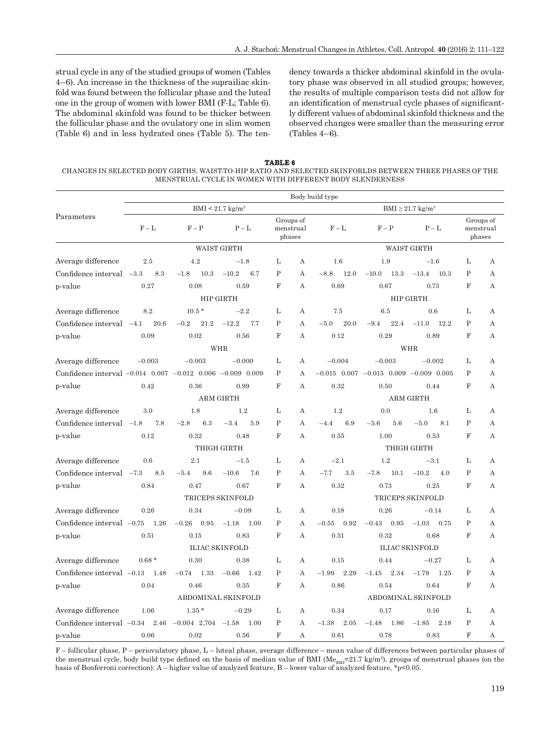strual cycle in any of the studied groups of women (Tables 4–6). An increase in the thickness of the suprailiac skinfold was found between the follicular phase and the luteal one in the group of women with lower BMI (F-L; Table 6). The abdominal skinfold was found to be thicker between the follicular phase and the ovulatory one in slim women (Table 6) and in less hydrated ones (Table 5). The tendency towards a thicker abdominal skinfold in the ovulatory phase was observed in all studied groups; however, the results of multiple comparison tests did not allow for an identification of menstrual cycle phases of significantly different values of abdominal skinfold thickness and the observed changes were smaller than the measuring error (Tables 4–6).

**TABLE 6**
CHANGES IN SELECTED BODY GIRTHS, WAIST-TO-HIP RATIO AND SELECTED SKINFORLDS BETWEEN THREE PHASES OF THE MENSTRUAL CYCLE IN WOMEN WITH DIFFERENT BODY SLENDERNESS

| Parameters | Body build type | | | | | | | | | | | | | | | |
|---|---|---|---|---|---|---|---|---|---|---|---|---|---|---|---|---|
| | BMI < 21.7 kg/m² | | | | | | | | BMI ≥ 21.7 kg/m² | | | | | | | |
| | F – L | | F – P | | P – L | | Groups of menstrual phases | | F – L | | F – P | | P – L | | Groups of menstrual phases | |
| | WAIST GIRTH | | | | | | | | WAIST GIRTH | | | | | | | |
| Average difference | 2.5 | | 4.2 | | −1.8 | | L | A | 1.6 | | 1.9 | | −1.6 | | L | A |
| Confidence interval | −3.3 | 8.3 | −1.8 | 10.3 | −10.2 | 6.7 | P | A | −8.8 | 12.0 | −10.0 | 13.3 | −13.4 | 10.3 | P | A |
| p-value | 0.27 | | 0.08 | | 0.59 | | F | A | 0.69 | | 0.67 | | 0.73 | | F | A |
| | HIP GIRTH | | | | | | | | HIP GIRTH | | | | | | | |
| Average difference | 8.2 | | 10.5 * | | −2.2 | | L | A | 7.5 | | 6.5 | | 0.6 | | L | A |
| Confidence interval | −4.1 | 20.6 | −0.2 | 21.2 | −12.2 | 7.7 | P | A | −5.0 | 20.0 | −9.4 | 22.4 | −11.0 | 12.2 | P | A |
| p-value | 0.09 | | 0.02 | | 0.56 | | F | A | 0.12 | | 0.29 | | 0.89 | | F | A |
| | WHR | | | | | | | | WHR | | | | | | | |
| Average difference | −0.003 | | −0.003 | | −0.000 | | L | A | −0.004 | | −0.003 | | −0.002 | | L | A |
| Confidence interval | −0.014 | 0.007 | −0.012 | 0.006 | −0.009 | 0.009 | P | A | −0.015 | 0.007 | −0.015 | 0.009 | −0.009 | 0.005 | P | A |
| p-value | 0.42 | | 0.36 | | 0.99 | | F | A | 0.32 | | 0.50 | | 0.44 | | F | A |
| | ARM GIRTH | | | | | | | | ARM GIRTH | | | | | | | |
| Average difference | 3.0 | | 1.8 | | 1.2 | | L | A | 1.2 | | 0.0 | | 1.6 | | L | A |
| Confidence interval | −1.8 | 7.8 | −2.8 | 6.3 | −3.4 | 5.9 | P | A | −4.4 | 6.9 | −5.6 | 5.6 | −5.0 | 8.1 | P | A |
| p-value | 0.12 | | 0.32 | | 0.48 | | F | A | 0.55 | | 1.00 | | 0.53 | | F | A |
| | THIGH GIRTH | | | | | | | | THIGH GIRTH | | | | | | | |
| Average difference | 0.6 | | 2.1 | | −1.5 | | L | A | −2.1 | | 1.2 | | −3.1 | | L | A |
| Confidence interval | −7.3 | 8.5 | −5.4 | 9.6 | −10.6 | 7.6 | P | A | −7.7 | 3.5 | −7.8 | 10.1 | −10.2 | 4.0 | P | A |
| p-value | 0.84 | | 0.47 | | 0.67 | | F | A | 0.32 | | 0.73 | | 0.25 | | F | A |
| | TRICEPS SKINFOLD | | | | | | | | TRICEPS SKINFOLD | | | | | | | |
| Average difference | 0.26 | | 0.34 | | −0.09 | | L | A | 0.18 | | 0.26 | | −0.14 | | L | A |
| Confidence interval | −0.75 | 1.26 | −0.26 | 0.95 | −1.18 | 1.00 | P | A | −0.55 | 0.92 | −0.43 | 0.95 | −1.03 | 0.75 | P | A |
| p-value | 0.51 | | 0.15 | | 0.83 | | F | A | 0.51 | | 0.32 | | 0.68 | | F | A |
| | ILIAC SKINFOLD | | | | | | | | ILIAC SKINFOLD | | | | | | | |
| Average difference | 0.68 * | | 0.30 | | 0.38 | | L | A | 0.15 | | 0.44 | | −0.27 | | L | A |
| Confidence interval | −0.13 | 1.48 | −0.74 | 1.33 | −0.66 | 1.42 | P | A | −1.99 | 2.29 | −1.45 | 2.34 | −1.79 | 1.25 | P | A |
| p-value | 0.04 | | 0.46 | | 0.35 | | F | A | 0.86 | | 0.54 | | 0.64 | | F | A |
| | ABDOMINAL SKINFOLD | | | | | | | | ABDOMINAL SKINFOLD | | | | | | | |
| Average difference | 1.06 | | 1.35 * | | −0.29 | | L | A | 0.34 | | 0.17 | | 0.16 | | L | A |
| Confidence interval | −0.34 | 2.46 | −0.004 | 2,704 | −1.58 | 1.00 | P | A | −1.38 | 2.05 | −1.48 | 1.86 | −1.85 | 2.18 | P | A |
| p-value | 0.06 | | 0.02 | | 0.56 | | F | A | 0.61 | | 0.78 | | 0.83 | | F | A |

F – follicular phase, P – periovulatory phase, L – luteal phase, average difference – mean value of differences between particular phases of the menstrual cycle, body build type defined on the basis of median value of BMI ($Me_{BMI}$=21.7 kg/m²), groups of menstrual phases (on the basis of Bonferroni correction): A – higher value of analyzed feature, B – lower value of analyzed feature, *p<0.05.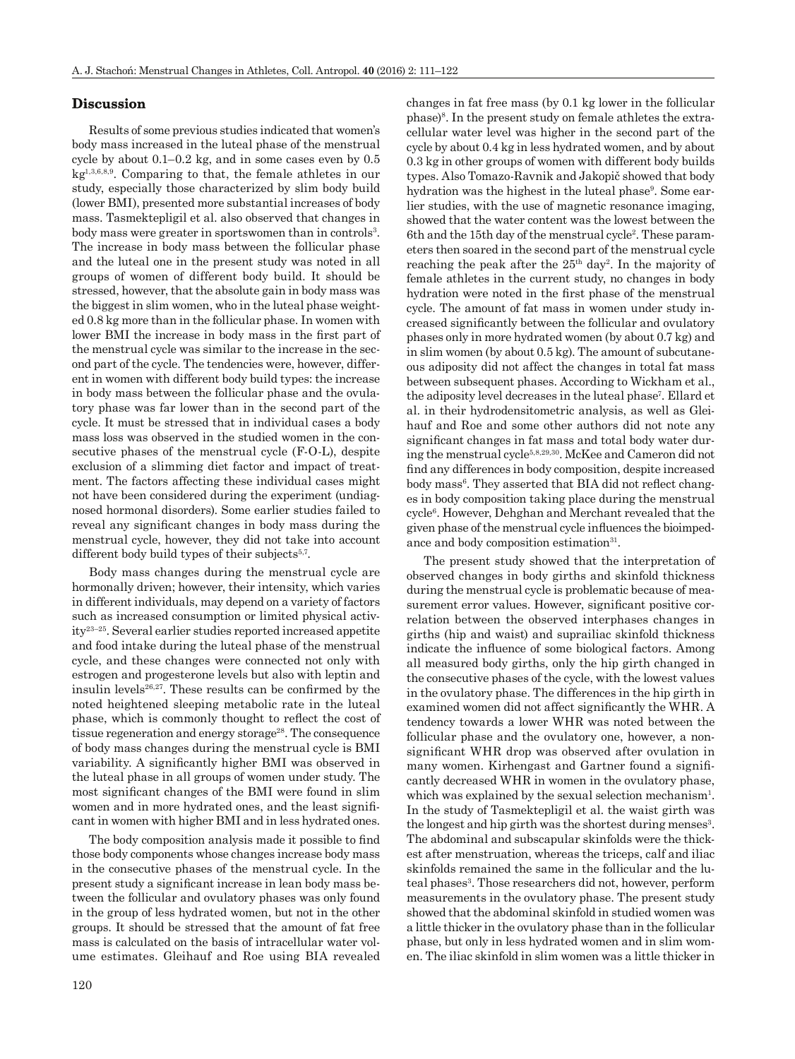## Discussion

Results of some previous studies indicated that women's body mass increased in the luteal phase of the menstrual cycle by about 0.1–0.2 kg, and in some cases even by 0.5 kg[1,3,6,8,9]. Comparing to that, the female athletes in our study, especially those characterized by slim body build (lower BMI), presented more substantial increases of body mass. Tasmektepligil et al. also observed that changes in body mass were greater in sportswomen than in controls[3]. The increase in body mass between the follicular phase and the luteal one in the present study was noted in all groups of women of different body build. It should be stressed, however, that the absolute gain in body mass was the biggest in slim women, who in the luteal phase weighted 0.8 kg more than in the follicular phase. In women with lower BMI the increase in body mass in the first part of the menstrual cycle was similar to the increase in the second part of the cycle. The tendencies were, however, different in women with different body build types: the increase in body mass between the follicular phase and the ovulatory phase was far lower than in the second part of the cycle. It must be stressed that in individual cases a body mass loss was observed in the studied women in the consecutive phases of the menstrual cycle (F-O-L), despite exclusion of a slimming diet factor and impact of treatment. The factors affecting these individual cases might not have been considered during the experiment (undiagnosed hormonal disorders). Some earlier studies failed to reveal any significant changes in body mass during the menstrual cycle, however, they did not take into account different body build types of their subjects[5,7].

Body mass changes during the menstrual cycle are hormonally driven; however, their intensity, which varies in different individuals, may depend on a variety of factors such as increased consumption or limited physical activity[23–25]. Several earlier studies reported increased appetite and food intake during the luteal phase of the menstrual cycle, and these changes were connected not only with estrogen and progesterone levels but also with leptin and insulin levels[26,27]. These results can be confirmed by the noted heightened sleeping metabolic rate in the luteal phase, which is commonly thought to reflect the cost of tissue regeneration and energy storage[28]. The consequence of body mass changes during the menstrual cycle is BMI variability. A significantly higher BMI was observed in the luteal phase in all groups of women under study. The most significant changes of the BMI were found in slim women and in more hydrated ones, and the least significant in women with higher BMI and in less hydrated ones.

The body composition analysis made it possible to find those body components whose changes increase body mass in the consecutive phases of the menstrual cycle. In the present study a significant increase in lean body mass between the follicular and ovulatory phases was only found in the group of less hydrated women, but not in the other groups. It should be stressed that the amount of fat free mass is calculated on the basis of intracellular water volume estimates. Gleihauf and Roe using BIA revealed changes in fat free mass (by 0.1 kg lower in the follicular phase)[8]. In the present study on female athletes the extracellular water level was higher in the second part of the cycle by about 0.4 kg in less hydrated women, and by about 0.3 kg in other groups of women with different body builds types. Also Tomazo-Ravnik and Jakopič showed that body hydration was the highest in the luteal phase[9]. Some earlier studies, with the use of magnetic resonance imaging, showed that the water content was the lowest between the 6th and the 15th day of the menstrual cycle[2]. These parameters then soared in the second part of the menstrual cycle reaching the peak after the 25th day[2]. In the majority of female athletes in the current study, no changes in body hydration were noted in the first phase of the menstrual cycle. The amount of fat mass in women under study increased significantly between the follicular and ovulatory phases only in more hydrated women (by about 0.7 kg) and in slim women (by about 0.5 kg). The amount of subcutaneous adiposity did not affect the changes in total fat mass between subsequent phases. According to Wickham et al., the adiposity level decreases in the luteal phase[7]. Ellard et al. in their hydrodensitometric analysis, as well as Gleihauf and Roe and some other authors did not note any significant changes in fat mass and total body water during the menstrual cycle[5,8,29,30]. McKee and Cameron did not find any differences in body composition, despite increased body mass[6]. They asserted that BIA did not reflect changes in body composition taking place during the menstrual cycle[6]. However, Dehghan and Merchant revealed that the given phase of the menstrual cycle influences the bioimpedance and body composition estimation[31].

The present study showed that the interpretation of observed changes in body girths and skinfold thickness during the menstrual cycle is problematic because of measurement error values. However, significant positive correlation between the observed interphases changes in girths (hip and waist) and suprailiac skinfold thickness indicate the influence of some biological factors. Among all measured body girths, only the hip girth changed in the consecutive phases of the cycle, with the lowest values in the ovulatory phase. The differences in the hip girth in examined women did not affect significantly the WHR. A tendency towards a lower WHR was noted between the follicular phase and the ovulatory one, however, a non-significant WHR drop was observed after ovulation in many women. Kirhengast and Gartner found a significantly decreased WHR in women in the ovulatory phase, which was explained by the sexual selection mechanism[1]. In the study of Tasmektepligil et al. the waist girth was the longest and hip girth was the shortest during menses[3]. The abdominal and subscapular skinfolds were the thickest after menstruation, whereas the triceps, calf and iliac skinfolds remained the same in the follicular and the luteal phases[3]. Those researchers did not, however, perform measurements in the ovulatory phase. The present study showed that the abdominal skinfold in studied women was a little thicker in the ovulatory phase than in the follicular phase, but only in less hydrated women and in slim women. The iliac skinfold in slim women was a little thicker in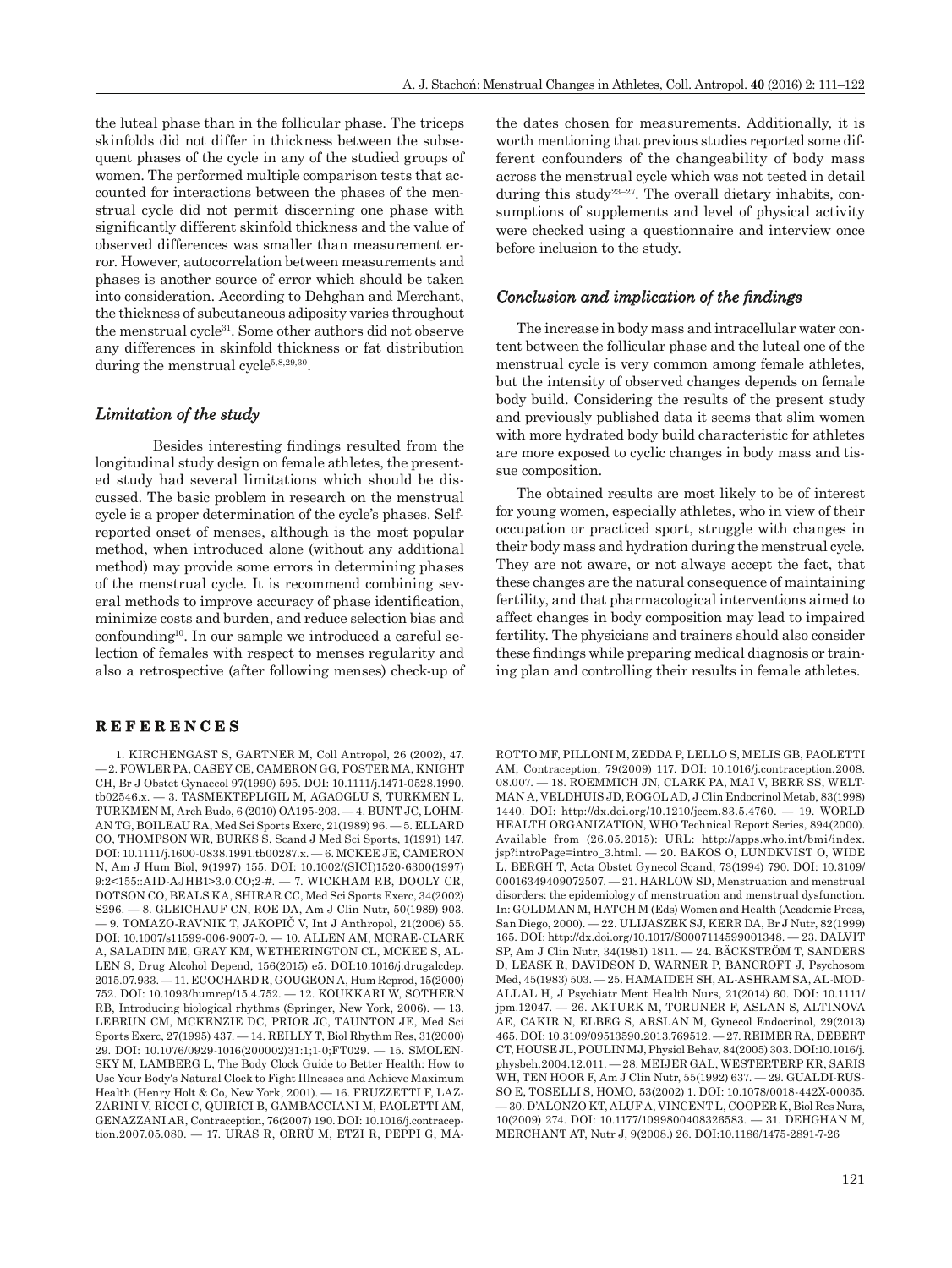the luteal phase than in the follicular phase. The triceps skinfolds did not differ in thickness between the subsequent phases of the cycle in any of the studied groups of women. The performed multiple comparison tests that accounted for interactions between the phases of the menstrual cycle did not permit discerning one phase with significantly different skinfold thickness and the value of observed differences was smaller than measurement error. However, autocorrelation between measurements and phases is another source of error which should be taken into consideration. According to Dehghan and Merchant, the thickness of subcutaneous adiposity varies throughout the menstrual cycle[31]. Some other authors did not observe any differences in skinfold thickness or fat distribution during the menstrual cycle[5,8,29,30].

## *Limitation of the study*

Besides interesting findings resulted from the longitudinal study design on female athletes, the presented study had several limitations which should be discussed. The basic problem in research on the menstrual cycle is a proper determination of the cycle's phases. Self-reported onset of menses, although is the most popular method, when introduced alone (without any additional method) may provide some errors in determining phases of the menstrual cycle. It is recommend combining several methods to improve accuracy of phase identification, minimize costs and burden, and reduce selection bias and confounding[10]. In our sample we introduced a careful selection of females with respect to menses regularity and also a retrospective (after following menses) check-up of the dates chosen for measurements. Additionally, it is worth mentioning that previous studies reported some different confounders of the changeability of body mass across the menstrual cycle which was not tested in detail during this study[23–27]. The overall dietary inhabits, consumptions of supplements and level of physical activity were checked using a questionnaire and interview once before inclusion to the study.

## *Conclusion and implication of the findings*

The increase in body mass and intracellular water content between the follicular phase and the luteal one of the menstrual cycle is very common among female athletes, but the intensity of observed changes depends on female body build. Considering the results of the present study and previously published data it seems that slim women with more hydrated body build characteristic for athletes are more exposed to cyclic changes in body mass and tissue composition.

The obtained results are most likely to be of interest for young women, especially athletes, who in view of their occupation or practiced sport, struggle with changes in their body mass and hydration during the menstrual cycle. They are not aware, or not always accept the fact, that these changes are the natural consequence of maintaining fertility, and that pharmacological interventions aimed to affect changes in body composition may lead to impaired fertility. The physicians and trainers should also consider these findings while preparing medical diagnosis or training plan and controlling their results in female athletes.

# REFERENCES

1. KIRCHENGAST S, GARTNER M, Coll Antropol, 26 (2002), 47. — 2. FOWLER PA, CASEY CE, CAMERON GG, FOSTER MA, KNIGHT CH, Br J Obstet Gynaecol 97(1990) 595. DOI: 10.1111/j.1471-0528.1990.tb02546.x. — 3. TASMEKTEPLIGIL M, AGAOGLU S, TURKMEN L, TURKMEN M, Arch Budo, 6 (2010) OA195-203. — 4. BUNT JC, LOHMAN TG, BOILEAU RA, Med Sci Sports Exerc, 21(1989) 96. — 5. ELLARD CO, THOMPSON WR, BURKS S, Scand J Med Sci Sports, 1(1991) 147. DOI: 10.1111/j.1600-0838.1991.tb00287.x. — 6. MCKEE JE, CAMERON N, Am J Hum Biol, 9(1997) 155. DOI: 10.1002/(SICI)1520-6300(1997)9:2<155::AID-AJHB1>3.0.CO;2-#. — 7. WICKHAM RB, DOOLY CR, DOTSON CO, BEALS KA, SHIRAR CC, Med Sci Sports Exerc, 34(2002) S296. — 8. GLEICHAUF CN, ROE DA, Am J Clin Nutr, 50(1989) 903. — 9. TOMAZO-RAVNIK T, JAKOPIČ V, Int J Anthropol, 21(2006) 55. DOI: 10.1007/s11599-006-9007-0. — 10. ALLEN AM, MCRAE-CLARK A, SALADIN ME, GRAY KM, WETHERINGTON CL, MCKEE S, ALLEN S, Drug Alcohol Depend, 156(2015) e5. DOI:10.1016/j.drugalcdep.2015.07.933. — 11. ECOCHARD R, GOUGEON A, Hum Reprod, 15(2000) 752. DOI: 10.1093/humrep/15.4.752. — 12. KOUKKARI W, SOTHERN RB, Introducing biological rhythms (Springer, New York, 2006). — 13. LEBRUN CM, MCKENZIE DC, PRIOR JC, TAUNTON JE, Med Sci Sports Exerc, 27(1995) 437. — 14. REILLY T, Biol Rhythm Res, 31(2000) 29. DOI: 10.1076/0929-1016(200002)31:1;1-0;FT029. — 15. SMOLENSKY M, LAMBERG L, The Body Clock Guide to Better Health: How to Use Your Body's Natural Clock to Fight Illnesses and Achieve Maximum Health (Henry Holt & Co, New York, 2001). — 16. FRUZZETTI F, LAZZARINI V, RICCI C, QUIRICI B, GAMBACCIANI M, PAOLETTI AM, GENAZZANI AR, Contraception, 76(2007) 190. DOI: 10.1016/j.contraception.2007.05.080. — 17. URAS R, ORRÙ M, ETZI R, PEPPI G, MAROTTO MF, PILLONI M, ZEDDA P, LELLO S, MELIS GB, PAOLETTI AM, Contraception, 79(2009) 117. DOI: 10.1016/j.contraception.2008.08.007. — 18. ROEMMICH JN, CLARK PA, MAI V, BERR SS, WELTMAN A, VELDHUIS JD, ROGOL AD, J Clin Endocrinol Metab, 83(1998) 1440. DOI: http://dx.doi.org/10.1210/jcem.83.5.4760. — 19. WORLD HEALTH ORGANIZATION, WHO Technical Report Series, 894(2000). Available from (26.05.2015): URL: http://apps.who.int/bmi/index.jsp?introPage=intro_3.html. — 20. BAKOS O, LUNDKVIST O, WIDE L, BERGH T, Acta Obstet Gynecol Scand, 73(1994) 790. DOI: 10.3109/00016349409072507. — 21. HARLOW SD, Menstruation and menstrual disorders: the epidemiology of menstruation and menstrual dysfunction. In: GOLDMAN M, HATCH M (Eds) Women and Health (Academic Press, San Diego, 2000). — 22. ULIJASZEK SJ, KERR DA, Br J Nutr, 82(1999) 165. DOI: http://dx.doi.org/10.1017/S0007114599001348. — 23. DALVIT SP, Am J Clin Nutr, 34(1981) 1811. — 24. BÄCKSTRÖM T, SANDERS D, LEASK R, DAVIDSON D, WARNER P, BANCROFT J, Psychosom Med, 45(1983) 503. — 25. HAMAIDEH SH, AL-ASHRAM SA, AL-MODALLAL H, J Psychiatr Ment Health Nurs, 21(2014) 60. DOI: 10.1111/jpm.12047. — 26. AKTURK M, TORUNER F, ASLAN S, ALTINOVA AE, CAKIR N, ELBEG S, ARSLAN M, Gynecol Endocrinol, 29(2013) 465. DOI: 10.3109/09513590.2013.769512. — 27. REIMER RA, DEBERT CT, HOUSE JL, POULIN MJ, Physiol Behav, 84(2005) 303. DOI:10.1016/j.physbeh.2004.12.011. — 28. MEIJER GAL, WESTERTERP KR, SARIS WH, TEN HOOR F, Am J Clin Nutr, 55(1992) 637. — 29. GUALDI-RUSSO E, TOSELLI S, HOMO, 53(2002) 1. DOI: 10.1078/0018-442X-00035. — 30. D'ALONZO KT, ALUF A, VINCENT L, COOPER K, Biol Res Nurs, 10(2009) 274. DOI: 10.1177/1099800408326583. — 31. DEHGHAN M, MERCHANT AT, Nutr J, 9(2008.) 26. DOI:10.1186/1475-2891-7-26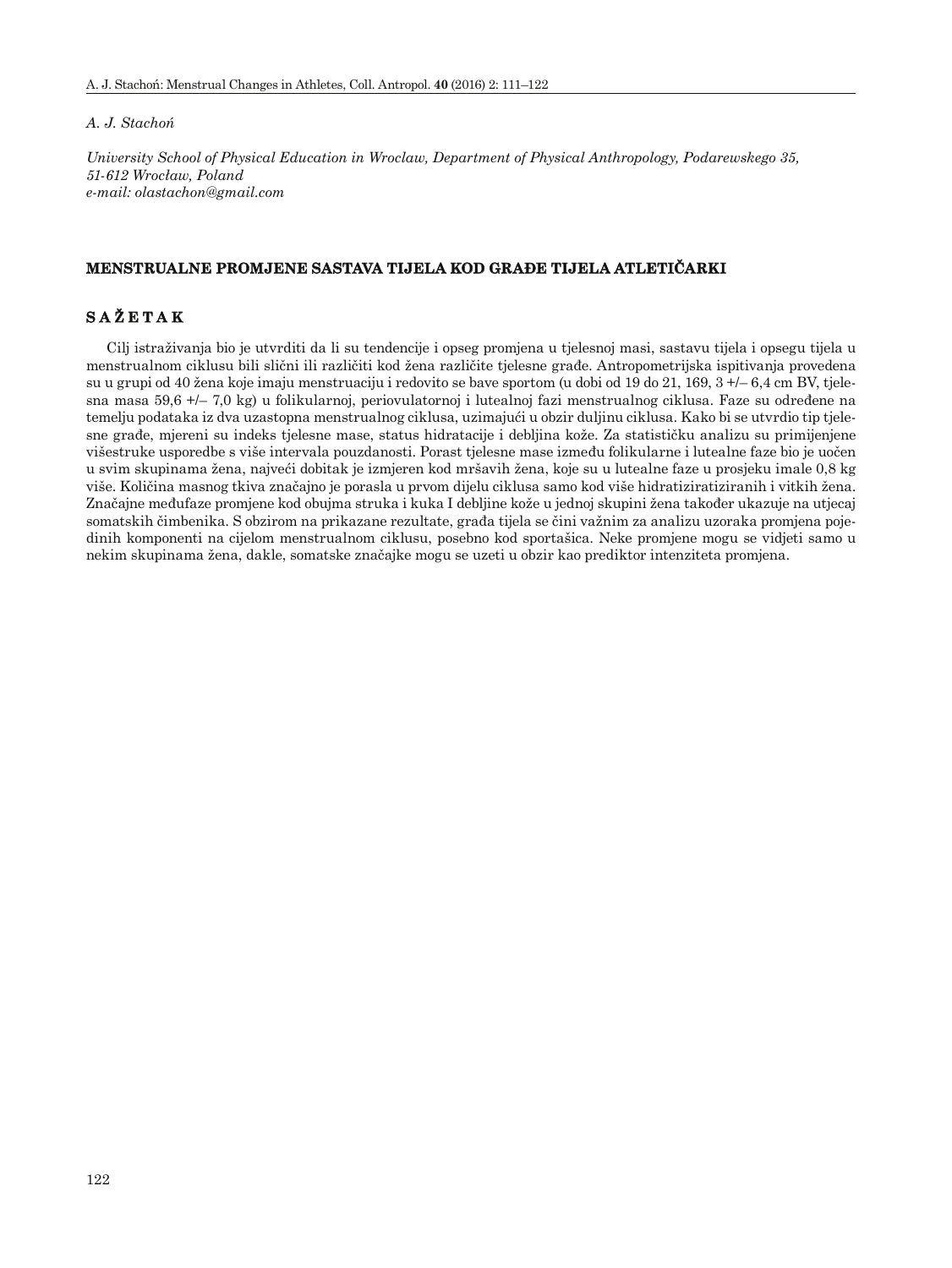*A. J. Stachoń*

*University School of Physical Education in Wroclaw, Department of Physical Anthropology, Podarewskego 35, 51-612 Wrocław, Poland*
*e-mail: olastachon@gmail.com*

## MENSTRUALNE PROMJENE SASTAVA TIJELA KOD GRAĐE TIJELA ATLETIČARKI

## SAŽETAK

Cilj istraživanja bio je utvrditi da li su tendencije i opseg promjena u tjelesnoj masi, sastavu tijela i opsegu tijela u menstrualnom ciklusu bili slični ili različiti kod žena različite tjelesne građe. Antropometrijska ispitivanja provedena su u grupi od 40 žena koje imaju menstruaciju i redovito se bave sportom (u dobi od 19 do 21, 169, 3 +/– 6,4 cm BV, tjelesna masa 59,6 +/– 7,0 kg) u folikularnoj, periovulatornoj i lutealnoj fazi menstrualnog ciklusa. Faze su određene na temelju podataka iz dva uzastopna menstrualnog ciklusa, uzimajući u obzir duljinu ciklusa. Kako bi se utvrdio tip tjelesne građe, mjereni su indeks tjelesne mase, status hidratacije i debljina kože. Za statističku analizu su primijenjene višestruke usporedbe s više intervala pouzdanosti. Porast tjelesne mase između folikularne i lutealne faze bio je uočen u svim skupinama žena, najveći dobitak je izmjeren kod mršavih žena, koje su u lutealne faze u prosjeku imale 0,8 kg više. Količina masnog tkiva značajno je porasla u prvom dijelu ciklusa samo kod više hidratiziratiziranih i vitkih žena. Značajne međufaze promjene kod obujma struka i kuka I debljine kože u jednoj skupini žena također ukazuje na utjecaj somatskih čimbenika. S obzirom na prikazane rezultate, građa tijela se čini važnim za analizu uzoraka promjena pojedinih komponenti na cijelom menstrualnom ciklusu, posebno kod sportašica. Neke promjene mogu se vidjeti samo u nekim skupinama žena, dakle, somatske značajke mogu se uzeti u obzir kao prediktor intenziteta promjena.